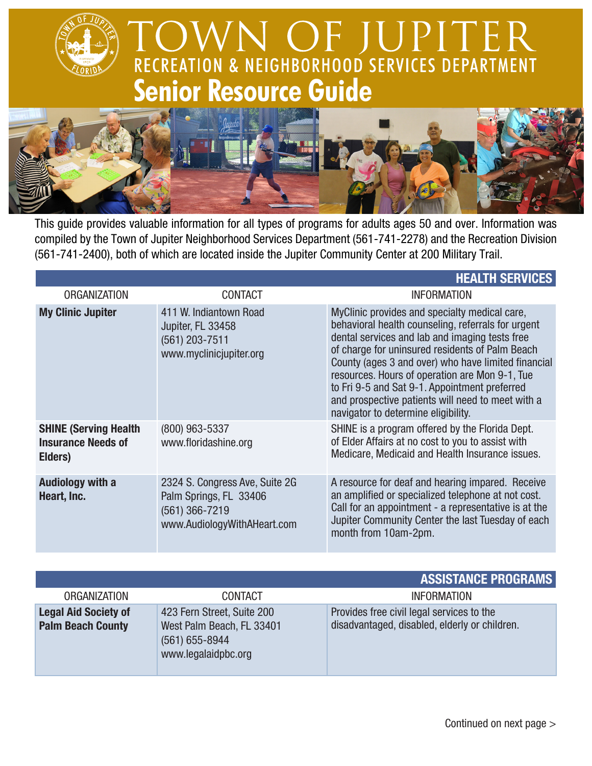# TOWN OF JUPITER

## RECREATION & NEIGHBORHOOD SERVICES DEPARTMENT

# Senior Resource Guide

This guide provides valuable information for all types of programs for adults ages 50 and over. Information was compiled by the Town of Jupiter Neighborhood Services Department (561-741-2278) and the Recreation Division (561-741-2400), both of which are located inside the Jupiter Community Center at 200 Military Trail.

## HEALTH SERVICES

| ORGANIZATION | CONTACT | INFORMATION |
|---|---|---|
| **My Clinic Jupiter** | 411 W. Indiantown Road<br>Jupiter, FL 33458<br>(561) 203-7511<br>www.myclinicjupiter.org | MyClinic provides and specialty medical care, behavioral health counseling, referrals for urgent dental services and lab and imaging tests free of charge for uninsured residents of Palm Beach County (ages 3 and over) who have limited financial resources. Hours of operation are Mon 9-1, Tue to Fri 9-5 and Sat 9-1. Appointment preferred and prospective patients will need to meet with a navigator to determine eligibility. |
| **SHINE (Serving Health Insurance Needs of Elders)** | (800) 963-5337<br>www.floridashine.org | SHINE is a program offered by the Florida Dept. of Elder Affairs at no cost to you to assist with Medicare, Medicaid and Health Insurance issues. |
| **Audiology with a Heart, Inc.** | 2324 S. Congress Ave, Suite 2G<br>Palm Springs, FL 33406<br>(561) 366-7219<br>www.AudiologyWithAHeart.com | A resource for deaf and hearing impared. Receive an amplified or specialized telephone at not cost. Call for an appointment - a representative is at the Jupiter Community Center the last Tuesday of each month from 10am-2pm. |

## ASSISTANCE PROGRAMS

| ORGANIZATION | CONTACT | INFORMATION |
|---|---|---|
| **Legal Aid Society of Palm Beach County** | 423 Fern Street, Suite 200<br>West Palm Beach, FL 33401<br>(561) 655-8944<br>www.legalaidpbc.org | Provides free civil legal services to the disadvantaged, disabled, elderly or children. |

Continued on next page >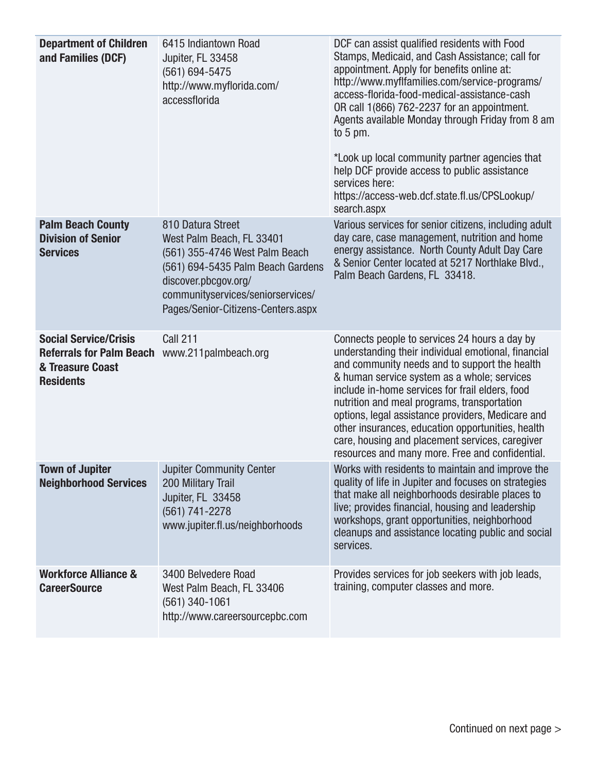| | | |
|---|---|---|
| **Department of Children and Families (DCF)** | 6415 Indiantown Road<br>Jupiter, FL 33458<br>(561) 694-5475<br>http://www.myflorida.com/accessflorida | DCF can assist qualified residents with Food Stamps, Medicaid, and Cash Assistance; call for appointment. Apply for benefits online at: http://www.myflfamilies.com/service-programs/access-florida-food-medical-assistance-cash OR call 1(866) 762-2237 for an appointment. Agents available Monday through Friday from 8 am to 5 pm.<br><br>*Look up local community partner agencies that help DCF provide access to public assistance services here: https://access-web.dcf.state.fl.us/CPSLookup/search.aspx |
| **Palm Beach County Division of Senior Services** | 810 Datura Street<br>West Palm Beach, FL 33401<br>(561) 355-4746 West Palm Beach<br>(561) 694-5435 Palm Beach Gardens<br>discover.pbcgov.org/communityservices/seniorservices/Pages/Senior-Citizens-Centers.aspx | Various services for senior citizens, including adult day care, case management, nutrition and home energy assistance. North County Adult Day Care & Senior Center located at 5217 Northlake Blvd., Palm Beach Gardens, FL 33418. |
| **Social Service/Crisis Referrals for Palm Beach & Treasure Coast Residents** | Call 211<br>www.211palmbeach.org | Connects people to services 24 hours a day by understanding their individual emotional, financial and community needs and to support the health & human service system as a whole; services include in-home services for frail elders, food nutrition and meal programs, transportation options, legal assistance providers, Medicare and other insurances, education opportunities, health care, housing and placement services, caregiver resources and many more. Free and confidential. |
| **Town of Jupiter Neighborhood Services** | Jupiter Community Center<br>200 Military Trail<br>Jupiter, FL 33458<br>(561) 741-2278<br>www.jupiter.fl.us/neighborhoods | Works with residents to maintain and improve the quality of life in Jupiter and focuses on strategies that make all neighborhoods desirable places to live; provides financial, housing and leadership workshops, grant opportunities, neighborhood cleanups and assistance locating public and social services. |
| **Workforce Alliance & CareerSource** | 3400 Belvedere Road<br>West Palm Beach, FL 33406<br>(561) 340-1061<br>http://www.careersourcepbc.com | Provides services for job seekers with job leads, training, computer classes and more. |

Continued on next page >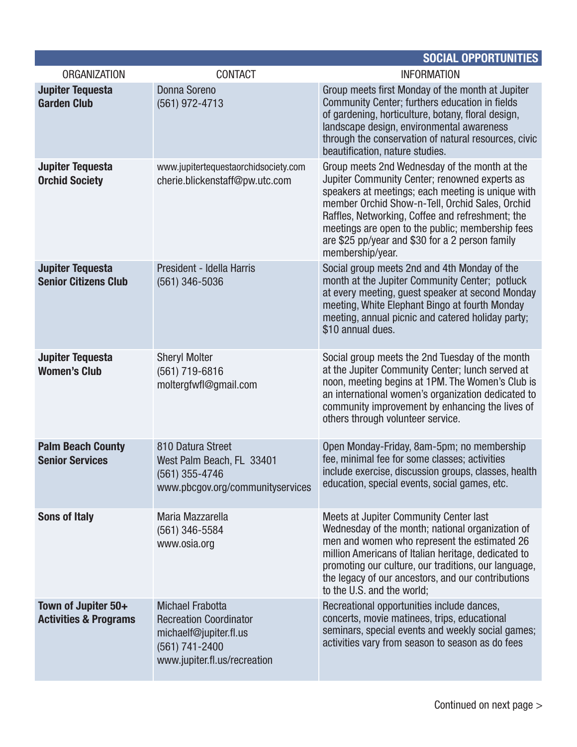## SOCIAL OPPORTUNITIES

| ORGANIZATION | CONTACT | INFORMATION |
|---|---|---|
| **Jupiter Tequesta Garden Club** | Donna Soreno<br>(561) 972-4713 | Group meets first Monday of the month at Jupiter Community Center; furthers education in fields of gardening, horticulture, botany, floral design, landscape design, environmental awareness through the conservation of natural resources, civic beautification, nature studies. |
| **Jupiter Tequesta Orchid Society** | www.jupitertequestaorchidsociety.com<br>cherie.blickenstaff@pw.utc.com | Group meets 2nd Wednesday of the month at the Jupiter Community Center; renowned experts as speakers at meetings; each meeting is unique with member Orchid Show-n-Tell, Orchid Sales, Orchid Raffles, Networking, Coffee and refreshment; the meetings are open to the public; membership fees are $25 pp/year and $30 for a 2 person family membership/year. |
| **Jupiter Tequesta Senior Citizens Club** | President - Idella Harris<br>(561) 346-5036 | Social group meets 2nd and 4th Monday of the month at the Jupiter Community Center; potluck at every meeting, guest speaker at second Monday meeting, White Elephant Bingo at fourth Monday meeting, annual picnic and catered holiday party; $10 annual dues. |
| **Jupiter Tequesta Women's Club** | Sheryl Molter<br>(561) 719-6816<br>moltergfwfl@gmail.com | Social group meets the 2nd Tuesday of the month at the Jupiter Community Center; lunch served at noon, meeting begins at 1PM. The Women's Club is an international women's organization dedicated to community improvement by enhancing the lives of others through volunteer service. |
| **Palm Beach County Senior Services** | 810 Datura Street<br>West Palm Beach, FL 33401<br>(561) 355-4746<br>www.pbcgov.org/communityservices | Open Monday-Friday, 8am-5pm; no membership fee, minimal fee for some classes; activities include exercise, discussion groups, classes, health education, special events, social games, etc. |
| **Sons of Italy** | Maria Mazzarella<br>(561) 346-5584<br>www.osia.org | Meets at Jupiter Community Center last Wednesday of the month; national organization of men and women who represent the estimated 26 million Americans of Italian heritage, dedicated to promoting our culture, our traditions, our language, the legacy of our ancestors, and our contributions to the U.S. and the world; |
| **Town of Jupiter 50+ Activities & Programs** | Michael Frabotta<br>Recreation Coordinator<br>michaelf@jupiter.fl.us<br>(561) 741-2400<br>www.jupiter.fl.us/recreation | Recreational opportunities include dances, concerts, movie matinees, trips, educational seminars, special events and weekly social games; activities vary from season to season as do fees |

Continued on next page >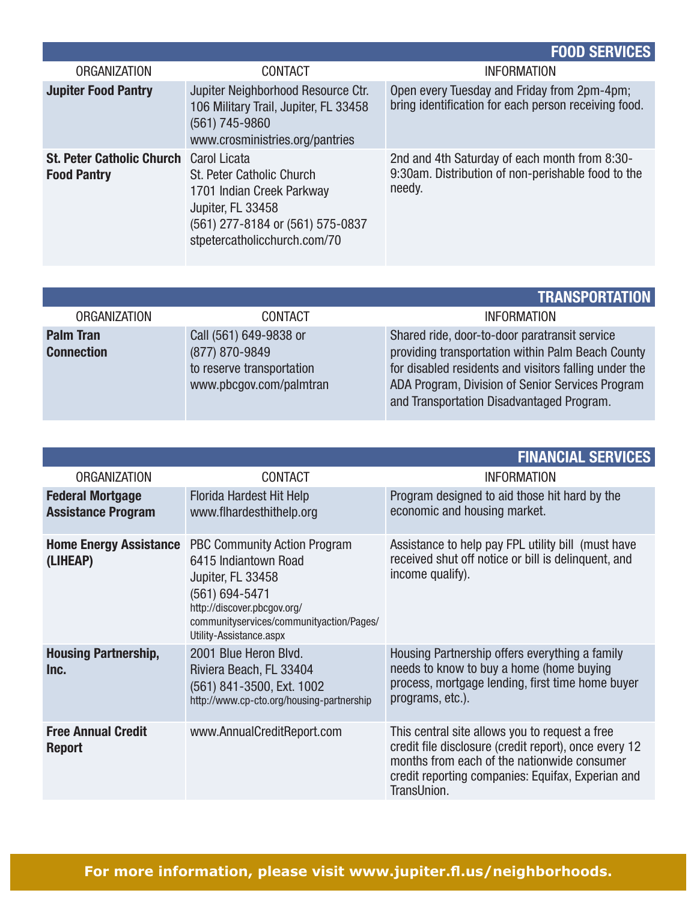## FOOD SERVICES

| ORGANIZATION | CONTACT | INFORMATION |
|---|---|---|
| **Jupiter Food Pantry** | Jupiter Neighborhood Resource Ctr.<br>106 Military Trail, Jupiter, FL 33458<br>(561) 745-9860<br>www.crosministries.org/pantries | Open every Tuesday and Friday from 2pm-4pm; bring identification for each person receiving food. |
| **St. Peter Catholic Church Food Pantry** | Carol Licata<br>St. Peter Catholic Church<br>1701 Indian Creek Parkway<br>Jupiter, FL 33458<br>(561) 277-8184 or (561) 575-0837<br>stpetercatholicchurch.com/70 | 2nd and 4th Saturday of each month from 8:30-9:30am. Distribution of non-perishable food to the needy. |

## TRANSPORTATION

| ORGANIZATION | CONTACT | INFORMATION |
|---|---|---|
| **Palm Tran Connection** | Call (561) 649-9838 or<br>(877) 870-9849<br>to reserve transportation<br>www.pbcgov.com/palmtran | Shared ride, door-to-door paratransit service providing transportation within Palm Beach County for disabled residents and visitors falling under the ADA Program, Division of Senior Services Program and Transportation Disadvantaged Program. |

## FINANCIAL SERVICES

| ORGANIZATION | CONTACT | INFORMATION |
|---|---|---|
| **Federal Mortgage Assistance Program** | Florida Hardest Hit Help<br>www.flhardesthithelp.org | Program designed to aid those hit hard by the economic and housing market. |
| **Home Energy Assistance (LIHEAP)** | PBC Community Action Program<br>6415 Indiantown Road<br>Jupiter, FL 33458<br>(561) 694-5471<br>http://discover.pbcgov.org/communityservices/communityaction/Pages/Utility-Assistance.aspx | Assistance to help pay FPL utility bill (must have received shut off notice or bill is delinquent, and income qualify). |
| **Housing Partnership, Inc.** | 2001 Blue Heron Blvd.<br>Riviera Beach, FL 33404<br>(561) 841-3500, Ext. 1002<br>http://www.cp-cto.org/housing-partnership | Housing Partnership offers everything a family needs to know to buy a home (home buying process, mortgage lending, first time home buyer programs, etc.). |
| **Free Annual Credit Report** | www.AnnualCreditReport.com | This central site allows you to request a free credit file disclosure (credit report), once every 12 months from each of the nationwide consumer credit reporting companies: Equifax, Experian and TransUnion. |

**For more information, please visit www.jupiter.fl.us/neighborhoods.**